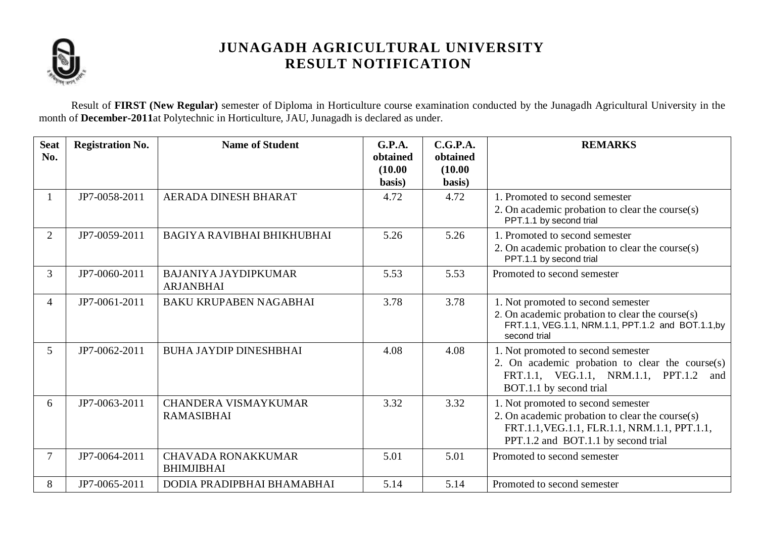# JUNAGADH AGRICULTURAL UNIVERSITY
## RESULT NOTIFICATION

Result of **FIRST (New Regular)** semester of Diploma in Horticulture course examination conducted by the Junagadh Agricultural University in the month of **December-2011**at Polytechnic in Horticulture, JAU, Junagadh is declared as under.

| Seat No. | Registration No. | Name of Student | G.P.A. obtained (10.00 basis) | C.G.P.A. obtained (10.00 basis) | REMARKS |
|---|---|---|---|---|---|
| 1 | JP7-0058-2011 | AERADA DINESH BHARAT | 4.72 | 4.72 | 1. Promoted to second semester<br>2. On academic probation to clear the course(s) PPT.1.1 by second trial |
| 2 | JP7-0059-2011 | BAGIYA RAVIBHAI BHIKHUBHAI | 5.26 | 5.26 | 1. Promoted to second semester<br>2. On academic probation to clear the course(s) PPT.1.1 by second trial |
| 3 | JP7-0060-2011 | BAJANIYA JAYDIPKUMAR ARJANBHAI | 5.53 | 5.53 | Promoted to second semester |
| 4 | JP7-0061-2011 | BAKU KRUPABEN NAGABHAI | 3.78 | 3.78 | 1. Not promoted to second semester<br>2. On academic probation to clear the course(s) FRT.1.1, VEG.1.1, NRM.1.1, PPT.1.2 and BOT.1.1,by second trial |
| 5 | JP7-0062-2011 | BUHA JAYDIP DINESHBHAI | 4.08 | 4.08 | 1. Not promoted to second semester<br>2. On academic probation to clear the course(s) FRT.1.1, VEG.1.1, NRM.1.1, PPT.1.2 and BOT.1.1 by second trial |
| 6 | JP7-0063-2011 | CHANDERA VISMAYKUMAR RAMASIBHAI | 3.32 | 3.32 | 1. Not promoted to second semester<br>2. On academic probation to clear the course(s) FRT.1.1,VEG.1.1, FLR.1.1, NRM.1.1, PPT.1.1, PPT.1.2 and BOT.1.1 by second trial |
| 7 | JP7-0064-2011 | CHAVADA RONAKKUMAR BHIMJIBHAI | 5.01 | 5.01 | Promoted to second semester |
| 8 | JP7-0065-2011 | DODIA PRADIPBHAI BHAMABHAI | 5.14 | 5.14 | Promoted to second semester |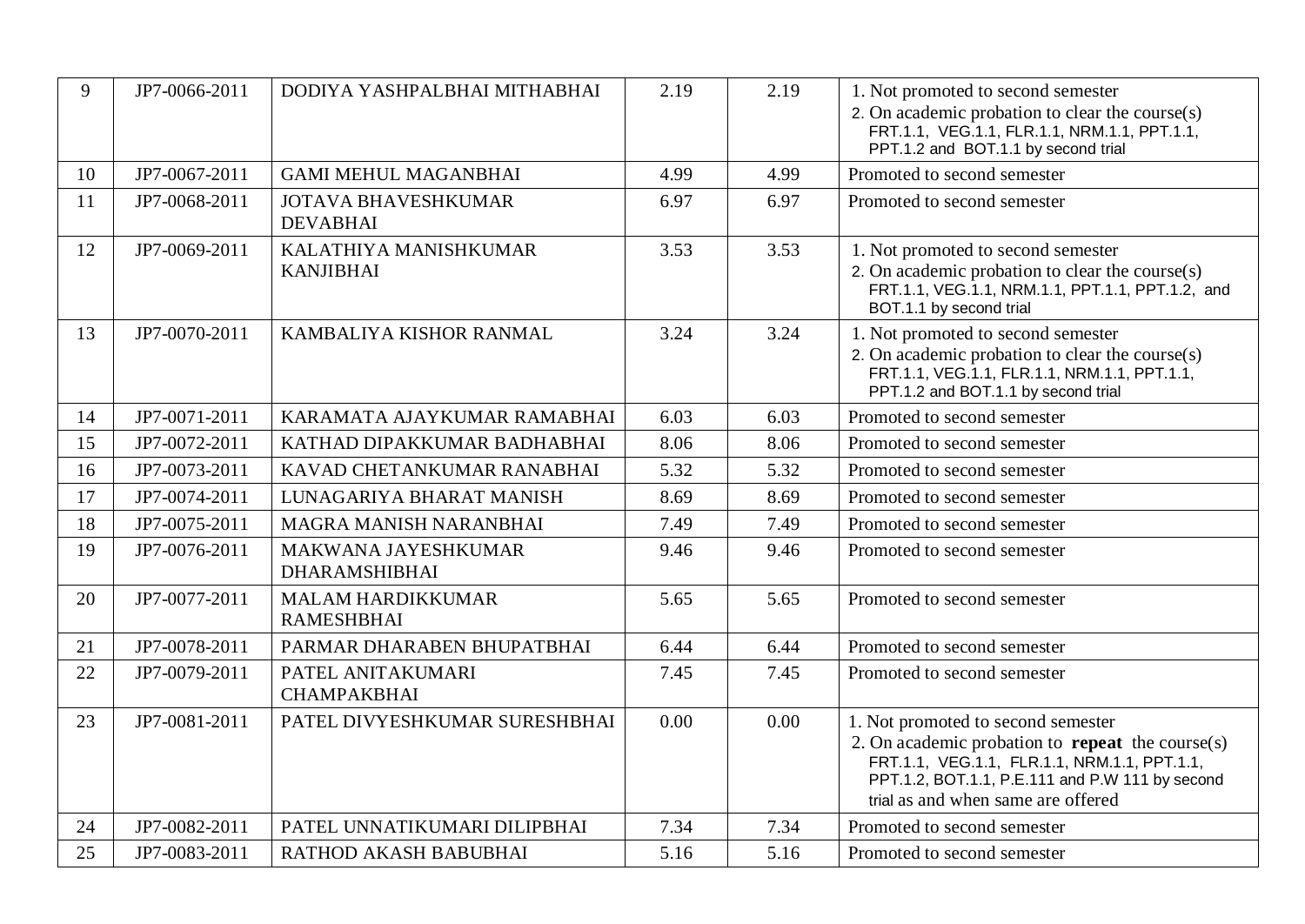| 9 | JP7-0066-2011 | DODIYA YASHPALBHAI MITHABHAI | 2.19 | 2.19 | 1. Not promoted to second semester<br>2. On academic probation to clear the course(s) FRT.1.1, VEG.1.1, FLR.1.1, NRM.1.1, PPT.1.1, PPT.1.2 and BOT.1.1 by second trial |
|---|---|---|---|---|---|
| 10 | JP7-0067-2011 | GAMI MEHUL MAGANBHAI | 4.99 | 4.99 | Promoted to second semester |
| 11 | JP7-0068-2011 | JOTAVA BHAVESHKUMAR DEVABHAI | 6.97 | 6.97 | Promoted to second semester |
| 12 | JP7-0069-2011 | KALATHIYA MANISHKUMAR KANJIBHAI | 3.53 | 3.53 | 1. Not promoted to second semester<br>2. On academic probation to clear the course(s) FRT.1.1, VEG.1.1, NRM.1.1, PPT.1.1, PPT.1.2, and BOT.1.1 by second trial |
| 13 | JP7-0070-2011 | KAMBALIYA KISHOR RANMAL | 3.24 | 3.24 | 1. Not promoted to second semester<br>2. On academic probation to clear the course(s) FRT.1.1, VEG.1.1, FLR.1.1, NRM.1.1, PPT.1.1, PPT.1.2 and BOT.1.1 by second trial |
| 14 | JP7-0071-2011 | KARAMATA AJAYKUMAR RAMABHAI | 6.03 | 6.03 | Promoted to second semester |
| 15 | JP7-0072-2011 | KATHAD DIPAKKUMAR BADHABHAI | 8.06 | 8.06 | Promoted to second semester |
| 16 | JP7-0073-2011 | KAVAD CHETANKUMAR RANABHAI | 5.32 | 5.32 | Promoted to second semester |
| 17 | JP7-0074-2011 | LUNAGARIYA BHARAT MANISH | 8.69 | 8.69 | Promoted to second semester |
| 18 | JP7-0075-2011 | MAGRA MANISH NARANBHAI | 7.49 | 7.49 | Promoted to second semester |
| 19 | JP7-0076-2011 | MAKWANA JAYESHKUMAR DHARAMSHIBHAI | 9.46 | 9.46 | Promoted to second semester |
| 20 | JP7-0077-2011 | MALAM HARDIKKUMAR RAMESHBHAI | 5.65 | 5.65 | Promoted to second semester |
| 21 | JP7-0078-2011 | PARMAR DHARABEN BHUPATBHAI | 6.44 | 6.44 | Promoted to second semester |
| 22 | JP7-0079-2011 | PATEL ANITAKUMARI CHAMPAKBHAI | 7.45 | 7.45 | Promoted to second semester |
| 23 | JP7-0081-2011 | PATEL DIVYESHKUMAR SURESHBHAI | 0.00 | 0.00 | 1. Not promoted to second semester<br>2. On academic probation to **repeat** the course(s) FRT.1.1, VEG.1.1, FLR.1.1, NRM.1.1, PPT.1.1, PPT.1.2, BOT.1.1, P.E.111 and P.W 111 by second trial as and when same are offered |
| 24 | JP7-0082-2011 | PATEL UNNATIKUMARI DILIPBHAI | 7.34 | 7.34 | Promoted to second semester |
| 25 | JP7-0083-2011 | RATHOD AKASH BABUBHAI | 5.16 | 5.16 | Promoted to second semester |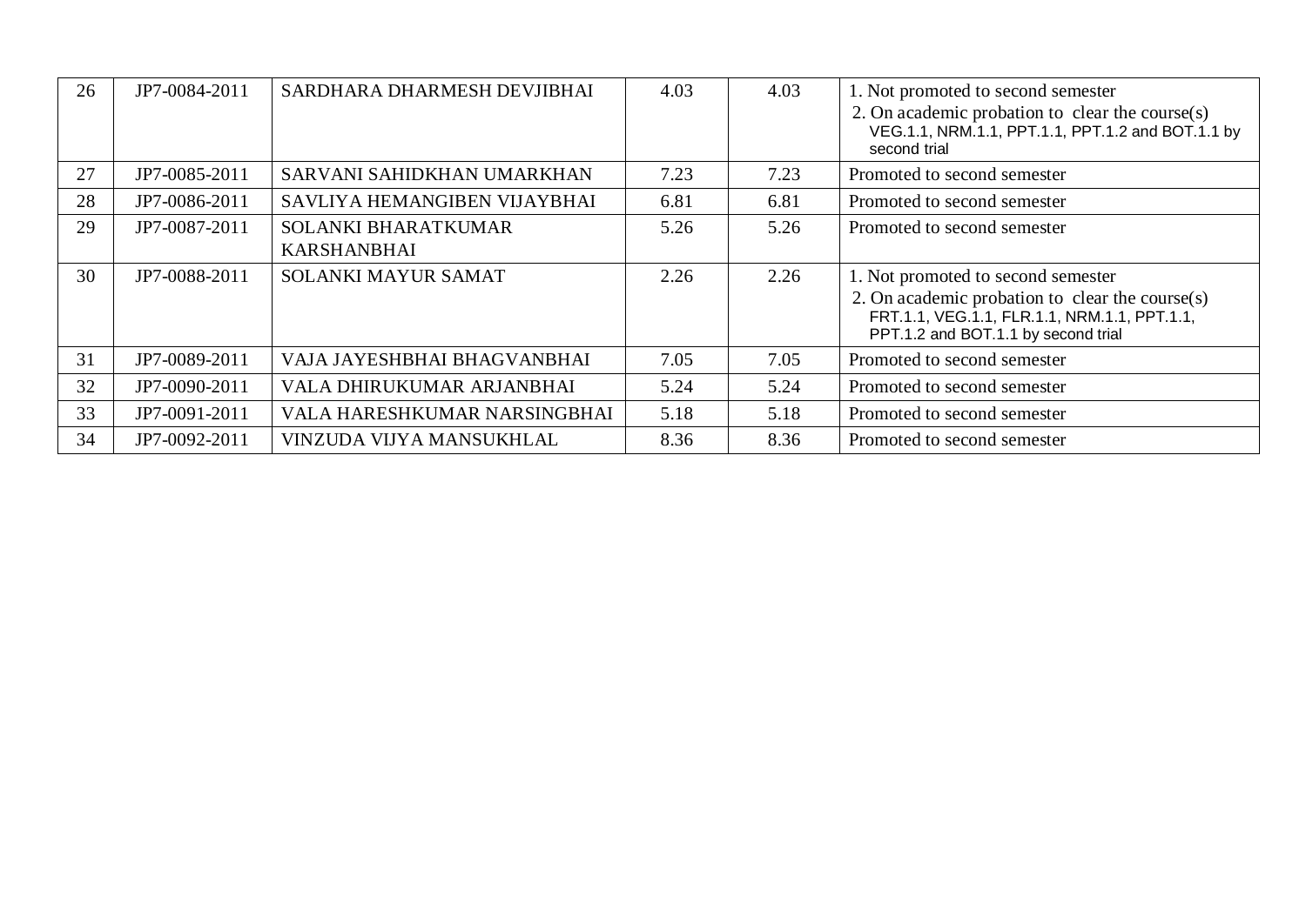| 26 | JP7-0084-2011 | SARDHARA DHARMESH DEVJIBHAI | 4.03 | 4.03 | 1. Not promoted to second semester 2. On academic probation to clear the course(s) VEG.1.1, NRM.1.1, PPT.1.1, PPT.1.2 and BOT.1.1 by second trial |
|---|---|---|---|---|---|
| 27 | JP7-0085-2011 | SARVANI SAHIDKHAN UMARKHAN | 7.23 | 7.23 | Promoted to second semester |
| 28 | JP7-0086-2011 | SAVLIYA HEMANGIBEN VIJAYBHAI | 6.81 | 6.81 | Promoted to second semester |
| 29 | JP7-0087-2011 | SOLANKI BHARATKUMAR KARSHANBHAI | 5.26 | 5.26 | Promoted to second semester |
| 30 | JP7-0088-2011 | SOLANKI MAYUR SAMAT | 2.26 | 2.26 | 1. Not promoted to second semester 2. On academic probation to clear the course(s) FRT.1.1, VEG.1.1, FLR.1.1, NRM.1.1, PPT.1.1, PPT.1.2 and BOT.1.1 by second trial |
| 31 | JP7-0089-2011 | VAJA JAYESHBHAI BHAGVANBHAI | 7.05 | 7.05 | Promoted to second semester |
| 32 | JP7-0090-2011 | VALA DHIRUKUMAR ARJANBHAI | 5.24 | 5.24 | Promoted to second semester |
| 33 | JP7-0091-2011 | VALA HARESHKUMAR NARSINGBHAI | 5.18 | 5.18 | Promoted to second semester |
| 34 | JP7-0092-2011 | VINZUDA VIJYA MANSUKHLAL | 8.36 | 8.36 | Promoted to second semester |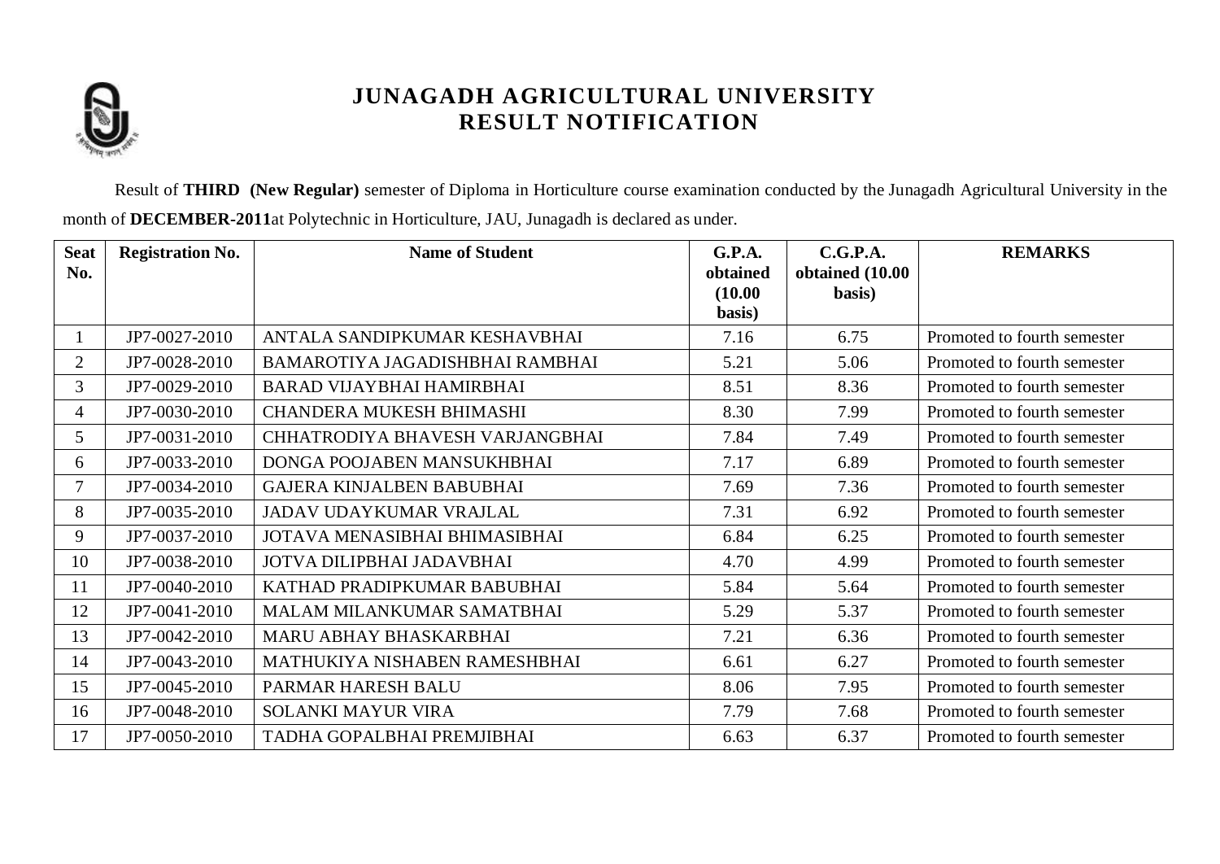# JUNAGADH AGRICULTURAL UNIVERSITY
## RESULT NOTIFICATION

Result of **THIRD (New Regular)** semester of Diploma in Horticulture course examination conducted by the Junagadh Agricultural University in the month of **DECEMBER-2011**at Polytechnic in Horticulture, JAU, Junagadh is declared as under.

| Seat No. | Registration No. | Name of Student | G.P.A. obtained (10.00 basis) | C.G.P.A. obtained (10.00 basis) | REMARKS |
|---|---|---|---|---|---|
| 1 | JP7-0027-2010 | ANTALA SANDIPKUMAR KESHAVBHAI | 7.16 | 6.75 | Promoted to fourth semester |
| 2 | JP7-0028-2010 | BAMAROTIYA JAGADISHBHAI RAMBHAI | 5.21 | 5.06 | Promoted to fourth semester |
| 3 | JP7-0029-2010 | BARAD VIJAYBHAI HAMIRBHAI | 8.51 | 8.36 | Promoted to fourth semester |
| 4 | JP7-0030-2010 | CHANDERA MUKESH BHIMASHI | 8.30 | 7.99 | Promoted to fourth semester |
| 5 | JP7-0031-2010 | CHHATRODIYA BHAVESH VARJANGBHAI | 7.84 | 7.49 | Promoted to fourth semester |
| 6 | JP7-0033-2010 | DONGA POOJABEN MANSUKHBHAI | 7.17 | 6.89 | Promoted to fourth semester |
| 7 | JP7-0034-2010 | GAJERA KINJALBEN BABUBHAI | 7.69 | 7.36 | Promoted to fourth semester |
| 8 | JP7-0035-2010 | JADAV UDAYKUMAR VRAJLAL | 7.31 | 6.92 | Promoted to fourth semester |
| 9 | JP7-0037-2010 | JOTAVA MENASIBHAI BHIMASIBHAI | 6.84 | 6.25 | Promoted to fourth semester |
| 10 | JP7-0038-2010 | JOTVA DILIPBHAI JADAVBHAI | 4.70 | 4.99 | Promoted to fourth semester |
| 11 | JP7-0040-2010 | KATHAD PRADIPKUMAR BABUBHAI | 5.84 | 5.64 | Promoted to fourth semester |
| 12 | JP7-0041-2010 | MALAM MILANKUMAR SAMATBHAI | 5.29 | 5.37 | Promoted to fourth semester |
| 13 | JP7-0042-2010 | MARU ABHAY BHASKARBHAI | 7.21 | 6.36 | Promoted to fourth semester |
| 14 | JP7-0043-2010 | MATHUKIYA NISHABEN RAMESHBHAI | 6.61 | 6.27 | Promoted to fourth semester |
| 15 | JP7-0045-2010 | PARMAR HARESH BALU | 8.06 | 7.95 | Promoted to fourth semester |
| 16 | JP7-0048-2010 | SOLANKI MAYUR VIRA | 7.79 | 7.68 | Promoted to fourth semester |
| 17 | JP7-0050-2010 | TADHA GOPALBHAI PREMJIBHAI | 6.63 | 6.37 | Promoted to fourth semester |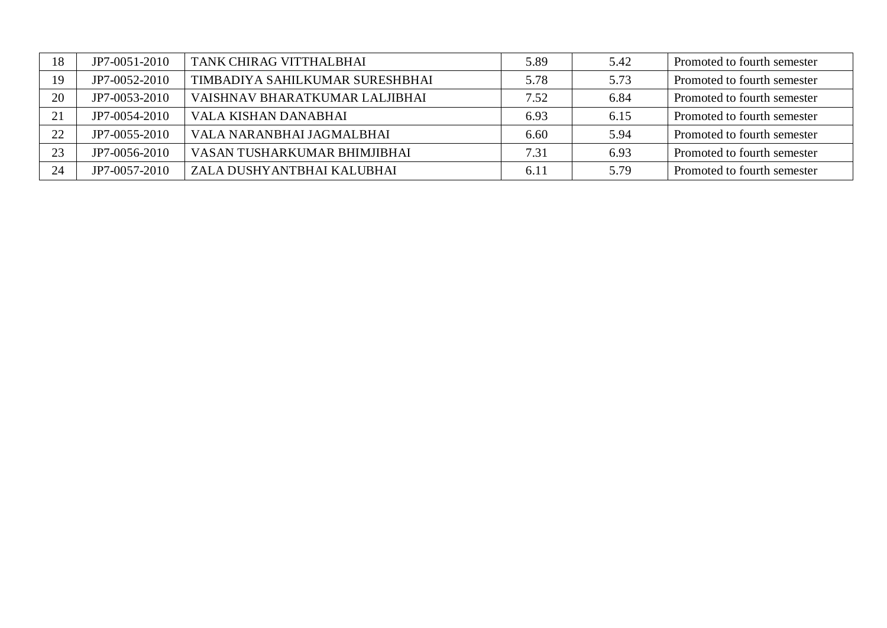| 18 | JP7-0051-2010 | TANK CHIRAG VITTHALBHAI | 5.89 | 5.42 | Promoted to fourth semester |
|---|---|---|---|---|---|
| 19 | JP7-0052-2010 | TIMBADIYA SAHILKUMAR SURESHBHAI | 5.78 | 5.73 | Promoted to fourth semester |
| 20 | JP7-0053-2010 | VAISHNAV BHARATKUMAR LALJIBHAI | 7.52 | 6.84 | Promoted to fourth semester |
| 21 | JP7-0054-2010 | VALA KISHAN DANABHAI | 6.93 | 6.15 | Promoted to fourth semester |
| 22 | JP7-0055-2010 | VALA NARANBHAI JAGMALBHAI | 6.60 | 5.94 | Promoted to fourth semester |
| 23 | JP7-0056-2010 | VASAN TUSHARKUMAR BHIMJIBHAI | 7.31 | 6.93 | Promoted to fourth semester |
| 24 | JP7-0057-2010 | ZALA DUSHYANTBHAI KALUBHAI | 6.11 | 5.79 | Promoted to fourth semester |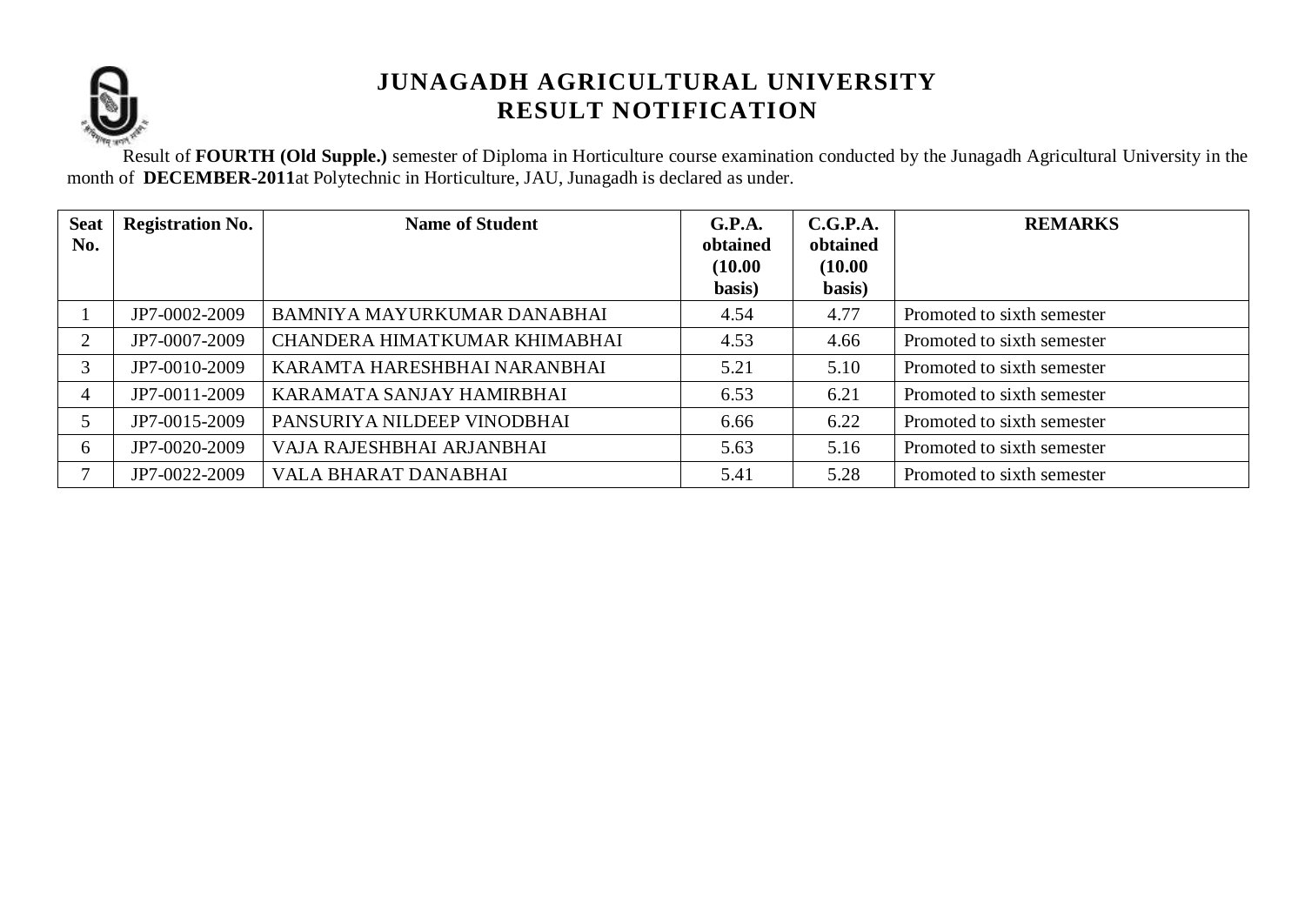# JUNAGADH AGRICULTURAL UNIVERSITY
## RESULT NOTIFICATION

Result of **FOURTH (Old Supple.)** semester of Diploma in Horticulture course examination conducted by the Junagadh Agricultural University in the month of **DECEMBER-2011**at Polytechnic in Horticulture, JAU, Junagadh is declared as under.

| Seat No. | Registration No. | Name of Student | G.P.A. obtained (10.00 basis) | C.G.P.A. obtained (10.00 basis) | REMARKS |
|---|---|---|---|---|---|
| 1 | JP7-0002-2009 | BAMNIYA MAYURKUMAR DANABHAI | 4.54 | 4.77 | Promoted to sixth semester |
| 2 | JP7-0007-2009 | CHANDERA HIMATKUMAR KHIMABHAI | 4.53 | 4.66 | Promoted to sixth semester |
| 3 | JP7-0010-2009 | KARAMTA HARESHBHAI NARANBHAI | 5.21 | 5.10 | Promoted to sixth semester |
| 4 | JP7-0011-2009 | KARAMATA SANJAY HAMIRBHAI | 6.53 | 6.21 | Promoted to sixth semester |
| 5 | JP7-0015-2009 | PANSURIYA NILDEEP VINODBHAI | 6.66 | 6.22 | Promoted to sixth semester |
| 6 | JP7-0020-2009 | VAJA RAJESHBHAI ARJANBHAI | 5.63 | 5.16 | Promoted to sixth semester |
| 7 | JP7-0022-2009 | VALA BHARAT DANABHAI | 5.41 | 5.28 | Promoted to sixth semester |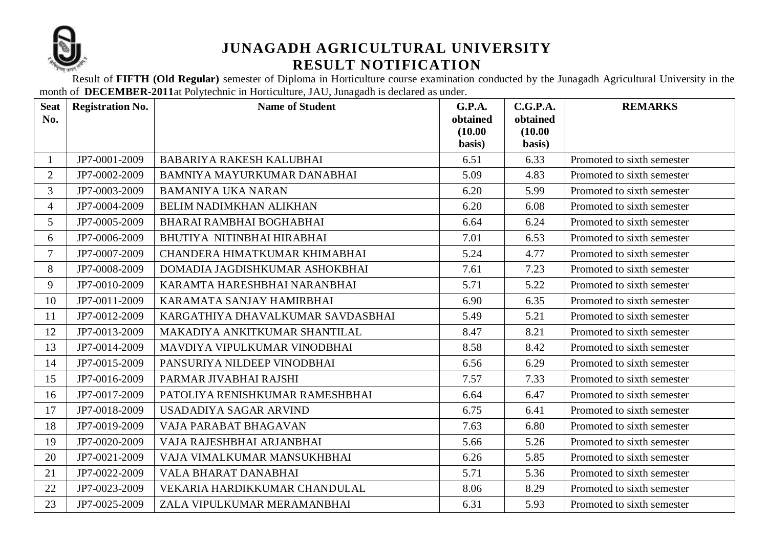# JUNAGADH AGRICULTURAL UNIVERSITY
## RESULT NOTIFICATION

Result of **FIFTH (Old Regular)** semester of Diploma in Horticulture course examination conducted by the Junagadh Agricultural University in the month of **DECEMBER-2011**at Polytechnic in Horticulture, JAU, Junagadh is declared as under.

| Seat No. | Registration No. | Name of Student | G.P.A. obtained (10.00 basis) | C.G.P.A. obtained (10.00 basis) | REMARKS |
|---|---|---|---|---|---|
| 1 | JP7-0001-2009 | BABARIYA RAKESH KALUBHAI | 6.51 | 6.33 | Promoted to sixth semester |
| 2 | JP7-0002-2009 | BAMNIYA MAYURKUMAR DANABHAI | 5.09 | 4.83 | Promoted to sixth semester |
| 3 | JP7-0003-2009 | BAMANIYA UKA NARAN | 6.20 | 5.99 | Promoted to sixth semester |
| 4 | JP7-0004-2009 | BELIM NADIMKHAN ALIKHAN | 6.20 | 6.08 | Promoted to sixth semester |
| 5 | JP7-0005-2009 | BHARAI RAMBHAI BOGHABHAI | 6.64 | 6.24 | Promoted to sixth semester |
| 6 | JP7-0006-2009 | BHUTIYA NITINBHAI HIRABHAI | 7.01 | 6.53 | Promoted to sixth semester |
| 7 | JP7-0007-2009 | CHANDERA HIMATKUMAR KHIMABHAI | 5.24 | 4.77 | Promoted to sixth semester |
| 8 | JP7-0008-2009 | DOMADIA JAGDISHKUMAR ASHOKBHAI | 7.61 | 7.23 | Promoted to sixth semester |
| 9 | JP7-0010-2009 | KARAMTA HARESHBHAI NARANBHAI | 5.71 | 5.22 | Promoted to sixth semester |
| 10 | JP7-0011-2009 | KARAMATA SANJAY HAMIRBHAI | 6.90 | 6.35 | Promoted to sixth semester |
| 11 | JP7-0012-2009 | KARGATHIYA DHAVALKUMAR SAVDASBHAI | 5.49 | 5.21 | Promoted to sixth semester |
| 12 | JP7-0013-2009 | MAKADIYA ANKITKUMAR SHANTILAL | 8.47 | 8.21 | Promoted to sixth semester |
| 13 | JP7-0014-2009 | MAVDIYA VIPULKUMAR VINODBHAI | 8.58 | 8.42 | Promoted to sixth semester |
| 14 | JP7-0015-2009 | PANSURIYA NILDEEP VINODBHAI | 6.56 | 6.29 | Promoted to sixth semester |
| 15 | JP7-0016-2009 | PARMAR JIVABHAI RAJSHI | 7.57 | 7.33 | Promoted to sixth semester |
| 16 | JP7-0017-2009 | PATOLIYA RENISHKUMAR RAMESHBHAI | 6.64 | 6.47 | Promoted to sixth semester |
| 17 | JP7-0018-2009 | USADADIYA SAGAR ARVIND | 6.75 | 6.41 | Promoted to sixth semester |
| 18 | JP7-0019-2009 | VAJA PARABAT BHAGAVAN | 7.63 | 6.80 | Promoted to sixth semester |
| 19 | JP7-0020-2009 | VAJA RAJESHBHAI ARJANBHAI | 5.66 | 5.26 | Promoted to sixth semester |
| 20 | JP7-0021-2009 | VAJA VIMALKUMAR MANSUKHBHAI | 6.26 | 5.85 | Promoted to sixth semester |
| 21 | JP7-0022-2009 | VALA BHARAT DANABHAI | 5.71 | 5.36 | Promoted to sixth semester |
| 22 | JP7-0023-2009 | VEKARIA HARDIKKUMAR CHANDULAL | 8.06 | 8.29 | Promoted to sixth semester |
| 23 | JP7-0025-2009 | ZALA VIPULKUMAR MERAMANBHAI | 6.31 | 5.93 | Promoted to sixth semester |